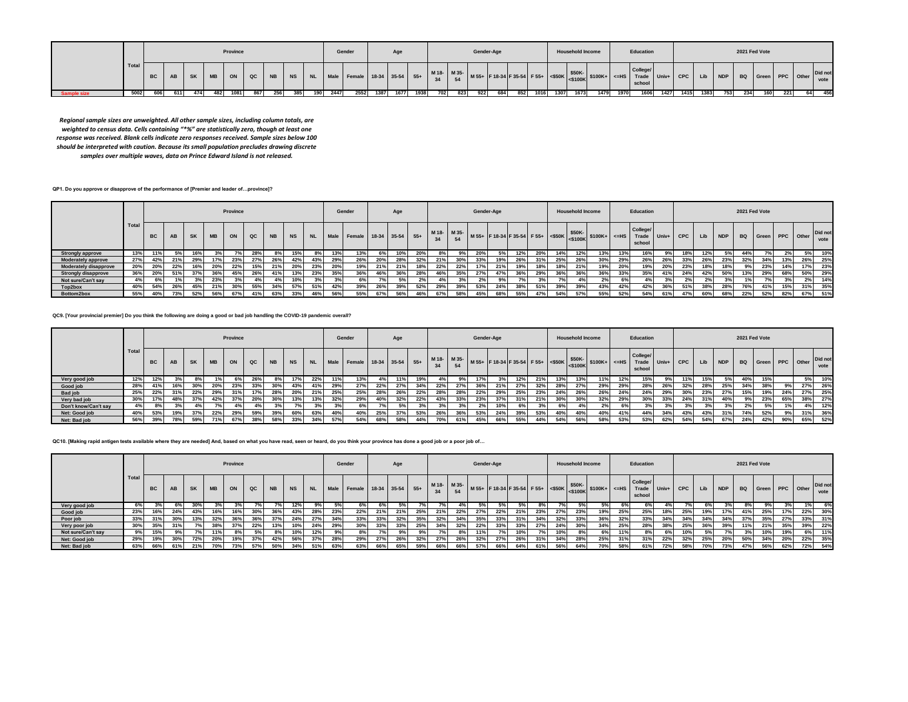| | Total | Province | | | | | | | | | Gender | | Age | | | Gender-Age | | | | | | Household Income | | | Education | | | 2021 Fed Vote | | | | | | | |
|---|---|---|---|---|---|---|---|---|---|---|---|---|---|---|---|---|---|---|---|---|---|---|---|---|---|---|---|---|---|---|---|---|---|---|---|
| | | BC | AB | SK | MB | ON | QC | NB | NS | NL | Male | Female | 18-34 | 35-54 | 55+ | M 18-34 | M 35-54 | M 55+ | F 18-34 | F 35-54 | F 55+ | <$50K | $50K-<$100K | $100K+ | <=HS | College/ Trade school | Univ+ | CPC | Lib | NDP | BQ | Green | PPC | Other | Did not vote |
| Sample size | 5002 | 606 | 611 | 474 | 482 | 1081 | 867 | 256 | 385 | 190 | 2447 | 2552 | 1387 | 1677 | 1938 | 702 | 823 | 922 | 684 | 852 | 1016 | 1307 | 1673 | 1479 | 1970 | 1606 | 1427 | 1415 | 1383 | 753 | 234 | 160 | 221 | 64 | 456 |

*Regional sample sizes are unweighted. All other sample sizes, including column totals, are weighted to census data. Cells containing "*%" are statistically zero, though at least one response was received. Blank cells indicate zero responses received. Sample sizes below 100 should be interpreted with caution. Because its small population precludes drawing discrete samples over multiple waves, data on Prince Edward Island is not released.*

**QP1. Do you approve or disapprove of the performance of [Premier and leader of…province]?**

| | Total | Province | | | | | | | | | Gender | | Age | | | Gender-Age | | | | | | Household Income | | | Education | | | 2021 Fed Vote | | | | | | | |
|---|---|---|---|---|---|---|---|---|---|---|---|---|---|---|---|---|---|---|---|---|---|---|---|---|---|---|---|---|---|---|---|---|---|---|---|
| | | BC | AB | SK | MB | ON | QC | NB | NS | NL | Male | Female | 18-34 | 35-54 | 55+ | M 18-34 | M 35-54 | M 55+ | F 18-34 | F 35-54 | F 55+ | <$50K | $50K-<$100K | $100K+ | <=HS | College/ Trade school | Univ+ | CPC | Lib | NDP | BQ | Green | PPC | Other | Did not vote |
| Strongly approve | 13% | 11% | 5% | 16% | 3% | 7% | 28% | 8% | 15% | 8% | 13% | 13% | 6% | 10% | 20% | 8% | 9% | 20% | 5% | 12% | 20% | 14% | 12% | 13% | 13% | 16% | 9% | 18% | 12% | 5% | 44% | 7% | 2% | 5% | 10% |
| Moderately approve | 27% | 42% | 21% | 29% | 17% | 23% | 27% | 26% | 42% | 43% | 29% | 26% | 20% | 28% | 32% | 21% | 30% | 33% | 19% | 26% | 31% | 25% | 26% | 30% | 29% | 26% | 26% | 33% | 26% | 23% | 32% | 34% | 13% | 26% | 25% |
| Moderately disapprove | 20% | 20% | 22% | 16% | 20% | 22% | 15% | 21% | 20% | 23% | 20% | 19% | 21% | 21% | 18% | 22% | 22% | 17% | 21% | 19% | 18% | 18% | 21% | 19% | 20% | 19% | 20% | 23% | 18% | 18% | 9% | 23% | 14% | 17% | 23% |
| Strongly disapprove | 36% | 20% | 51% | 37% | 36% | 45% | 26% | 41% | 13% | 23% | 35% | 36% | 46% | 36% | 28% | 46% | 35% | 27% | 47% | 36% | 29% | 36% | 36% | 36% | 33% | 35% | 41% | 24% | 42% | 50% | 13% | 29% | 68% | 50% | 29% |
| Not sure/Can't say | 4% | 6% | 1% | 3% | 23% | 3% | 4% | 4% | 10% | 3% | 3% | 6% | 7% | 5% | 2% | 4% | 3% | 2% | 9% | 7% | 3% | 7% | 4% | 2% | 6% | 4% | 3% | 2% | 2% | 3% | 1% | 7% | 3% | 2% | 14% |
| Top2box | 40% | 54% | 26% | 45% | 21% | 30% | 55% | 34% | 57% | 51% | 42% | 39% | 26% | 39% | 52% | 29% | 39% | 53% | 24% | 38% | 51% | 39% | 39% | 43% | 42% | 42% | 36% | 51% | 38% | 28% | 76% | 41% | 15% | 31% | 35% |
| Bottom2box | 55% | 40% | 73% | 52% | 56% | 67% | 41% | 63% | 33% | 46% | 56% | 55% | 67% | 56% | 46% | 67% | 58% | 45% | 68% | 55% | 47% | 54% | 57% | 55% | 52% | 54% | 61% | 47% | 60% | 68% | 22% | 52% | 82% | 67% | 51% |

**QC9. [Your provincial premier] Do you think the following are doing a good or bad job handling the COVID-19 pandemic overall?**

| | Total | Province | | | | | | | | | Gender | | Age | | | Gender-Age | | | | | | Household Income | | | Education | | | 2021 Fed Vote | | | | | | | |
|---|---|---|---|---|---|---|---|---|---|---|---|---|---|---|---|---|---|---|---|---|---|---|---|---|---|---|---|---|---|---|---|---|---|---|---|
| | | BC | AB | SK | MB | ON | QC | NB | NS | NL | Male | Female | 18-34 | 35-54 | 55+ | M 18-34 | M 35-54 | M 55+ | F 18-34 | F 35-54 | F 55+ | <$50K | $50K-<$100K | $100K+ | <=HS | College/ Trade school | Univ+ | CPC | Lib | NDP | BQ | Green | PPC | Other | Did not vote |
| Very good job | 12% | 12% | 3% | 8% | 1% | 6% | 26% | 8% | 17% | 22% | 11% | 13% | 4% | 11% | 19% | 4% | 9% | 17% | 3% | 12% | 21% | 13% | 13% | 11% | 12% | 15% | 9% | 11% | 15% | 5% | 40% | 15% | | 5% | 10% |
| Good job | 28% | 41% | 16% | 30% | 20% | 23% | 33% | 30% | 43% | 41% | 29% | 27% | 22% | 27% | 34% | 22% | 27% | 36% | 21% | 27% | 32% | 28% | 27% | 29% | 29% | 28% | 26% | 32% | 28% | 25% | 34% | 38% | 9% | 27% | 26% |
| Bad job | 25% | 22% | 31% | 22% | 29% | 31% | 17% | 28% | 20% | 21% | 25% | 25% | 28% | 26% | 22% | 28% | 28% | 22% | 29% | 25% | 23% | 24% | 26% | 26% | 24% | 24% | 29% | 30% | 23% | 27% | 15% | 19% | 24% | 27% | 25% |
| Very bad job | 30% | 17% | 48% | 37% | 42% | 37% | 20% | 30% | 13% | 13% | 32% | 29% | 40% | 32% | 22% | 43% | 33% | 23% | 37% | 31% | 21% | 30% | 30% | 32% | 29% | 30% | 33% | 24% | 31% | 40% | 9% | 23% | 65% | 38% | 27% |
| Don't know/Can't say | 4% | 8% | 3% | 4% | 7% | 4% | 4% | 3% | 7% | 3% | 3% | 6% | 7% | 5% | 3% | 3% | 3% | 2% | 10% | 6% | 3% | 6% | 4% | 2% | 6% | 3% | 3% | 3% | 3% | 3% | 2% | 5% | 1% | 4% | 12% |
| Net: Good job | 40% | 53% | 19% | 37% | 22% | 29% | 59% | 39% | 60% | 63% | 40% | 40% | 25% | 37% | 53% | 26% | 36% | 53% | 24% | 39% | 53% | 40% | 40% | 40% | 41% | 44% | 34% | 43% | 43% | 31% | 74% | 52% | 9% | 31% | 36% |
| Net: Bad job | 56% | 39% | 78% | 59% | 71% | 67% | 38% | 58% | 33% | 34% | 57% | 54% | 68% | 58% | 44% | 70% | 61% | 45% | 66% | 55% | 44% | 54% | 56% | 58% | 53% | 53% | 62% | 54% | 54% | 67% | 24% | 42% | 90% | 65% | 52% |

**QC10. [Making rapid antigen tests available where they are needed] And, based on what you have read, seen or heard, do you think your province has done a good job or a poor job of…**

| | Total | Province | | | | | | | | | Gender | | Age | | | Gender-Age | | | | | | Household Income | | | Education | | | 2021 Fed Vote | | | | | | | |
|---|---|---|---|---|---|---|---|---|---|---|---|---|---|---|---|---|---|---|---|---|---|---|---|---|---|---|---|---|---|---|---|---|---|---|---|
| | | BC | AB | SK | MB | ON | QC | NB | NS | NL | Male | Female | 18-34 | 35-54 | 55+ | M 18-34 | M 35-54 | M 55+ | F 18-34 | F 35-54 | F 55+ | <$50K | $50K-<$100K | $100K+ | <=HS | College/ Trade school | Univ+ | CPC | Lib | NDP | BQ | Green | PPC | Other | Did not vote |
| Very good job | 6% | 3% | 6% | 30% | 3% | 3% | 7% | 7% | 12% | 9% | 5% | 6% | 6% | 5% | 7% | 7% | 4% | 5% | 5% | 5% | 8% | 7% | 5% | 5% | 6% | 6% | 4% | 7% | 6% | 3% | 8% | 9% | 3% | 1% | 6% |
| Good job | 23% | 16% | 24% | 43% | 16% | 16% | 30% | 36% | 43% | 28% | 23% | 22% | 21% | 21% | 25% | 21% | 22% | 27% | 22% | 21% | 23% | 27% | 23% | 19% | 25% | 25% | 18% | 25% | 19% | 17% | 41% | 25% | 17% | 22% | 30% |
| Poor job | 33% | 31% | 30% | 13% | 32% | 36% | 36% | 37% | 24% | 27% | 34% | 33% | 33% | 32% | 35% | 32% | 34% | 35% | 33% | 31% | 34% | 32% | 33% | 36% | 32% | 33% | 34% | 34% | 34% | 34% | 37% | 35% | 27% | 33% | 31% |
| Very poor job | 30% | 35% | 31% | 7% | 38% | 37% | 22% | 13% | 10% | 24% | 29% | 30% | 33% | 33% | 25% | 34% | 32% | 22% | 33% | 33% | 27% | 24% | 30% | 34% | 25% | 28% | 38% | 25% | 36% | 39% | 11% | 21% | 35% | 39% | 22% |
| Not sure/Can't say | 9% | 15% | 9% | 7% | 11% | 8% | 5% | 8% | 10% | 12% | 9% | 8% | 7% | 9% | 9% | 7% | 8% | 11% | 7% | 10% | 7% | 10% | 8% | 6% | 11% | 8% | 6% | 10% | 5% | 7% | 3% | 10% | 19% | 6% | 11% |
| Net: Good job | 29% | 19% | 30% | 72% | 20% | 19% | 37% | 42% | 56% | 37% | 28% | 29% | 27% | 26% | 32% | 27% | 26% | 32% | 27% | 26% | 31% | 34% | 28% | 25% | 31% | 31% | 22% | 32% | 25% | 20% | 50% | 34% | 20% | 22% | 35% |
| Net: Bad job | 63% | 66% | 61% | 21% | 70% | 73% | 57% | 50% | 34% | 51% | 63% | 63% | 66% | 65% | 59% | 66% | 66% | 57% | 66% | 64% | 61% | 56% | 64% | 70% | 58% | 61% | 72% | 58% | 70% | 73% | 47% | 56% | 62% | 72% | 54% |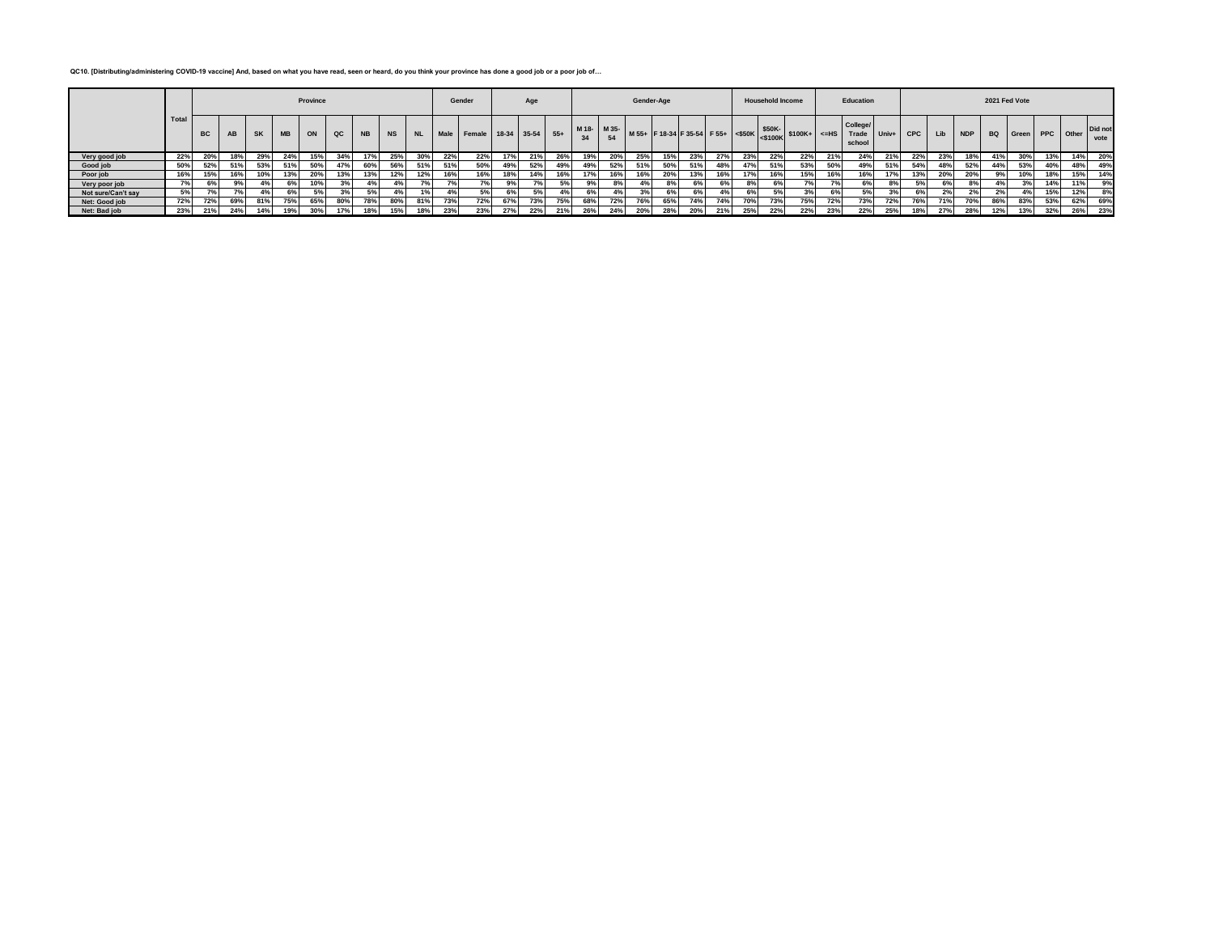**QC10. [Distributing/administering COVID-19 vaccine] And, based on what you have read, seen or heard, do you think your province has done a good job or a poor job of…**

| | Total | Province | | | | | | | | | Gender | | Age | | | Gender-Age | | | | | | Household Income | | | Education | | | 2021 Fed Vote | | | | | | | |
|---|---|---|---|---|---|---|---|---|---|---|---|---|---|---|---|---|---|---|---|---|---|---|---|---|---|---|---|---|---|---|---|---|---|---|---|
| | | BC | AB | SK | MB | ON | QC | NB | NS | NL | Male | Female | 18-34 | 35-54 | 55+ | M 18-34 | M 35-54 | M 55+ | F 18-34 | F 35-54 | F 55+ | <$50K | $50K-<$100K | $100K+ | <=HS | College/ Trade school | Univ+ | CPC | Lib | NDP | BQ | Green | PPC | Other | Did not vote |
| Very good job | 22% | 20% | 18% | 29% | 24% | 15% | 34% | 17% | 25% | 30% | 22% | 22% | 17% | 21% | 26% | 19% | 20% | 25% | 15% | 23% | 27% | 23% | 22% | 22% | 21% | 24% | 21% | 22% | 23% | 18% | 41% | 30% | 13% | 14% | 20% |
| Good job | 50% | 52% | 51% | 53% | 51% | 50% | 47% | 60% | 56% | 51% | 51% | 50% | 49% | 52% | 49% | 49% | 52% | 51% | 50% | 51% | 48% | 47% | 51% | 53% | 50% | 49% | 51% | 54% | 48% | 52% | 44% | 53% | 40% | 48% | 49% |
| Poor job | 16% | 15% | 16% | 10% | 13% | 20% | 13% | 13% | 12% | 12% | 16% | 16% | 18% | 14% | 16% | 17% | 16% | 16% | 20% | 13% | 16% | 17% | 16% | 15% | 16% | 16% | 17% | 13% | 20% | 20% | 9% | 10% | 18% | 15% | 14% |
| Very poor job | 7% | 6% | 9% | 4% | 6% | 10% | 3% | 4% | 4% | 7% | 7% | 7% | 9% | 7% | 5% | 9% | 8% | 4% | 8% | 6% | 6% | 8% | 6% | 7% | 7% | 6% | 8% | 5% | 6% | 8% | 4% | 3% | 14% | 11% | 9% |
| Not sure/Can't say | 5% | 7% | 7% | 4% | 6% | 5% | 3% | 5% | 4% | 1% | 4% | 5% | 6% | 5% | 4% | 6% | 4% | 3% | 6% | 6% | 4% | 6% | 5% | 3% | 6% | 5% | 3% | 6% | 2% | 2% | 2% | 4% | 15% | 12% | 8% |
| Net: Good job | 72% | 72% | 69% | 81% | 75% | 65% | 80% | 78% | 80% | 81% | 73% | 72% | 67% | 73% | 75% | 68% | 72% | 76% | 65% | 74% | 74% | 70% | 73% | 75% | 72% | 73% | 72% | 76% | 71% | 70% | 86% | 83% | 53% | 62% | 69% |
| Net: Bad job | 23% | 21% | 24% | 14% | 19% | 30% | 17% | 18% | 15% | 18% | 23% | 23% | 27% | 22% | 21% | 26% | 24% | 20% | 28% | 20% | 21% | 25% | 22% | 22% | 23% | 22% | 25% | 18% | 27% | 28% | 12% | 13% | 32% | 26% | 23% |